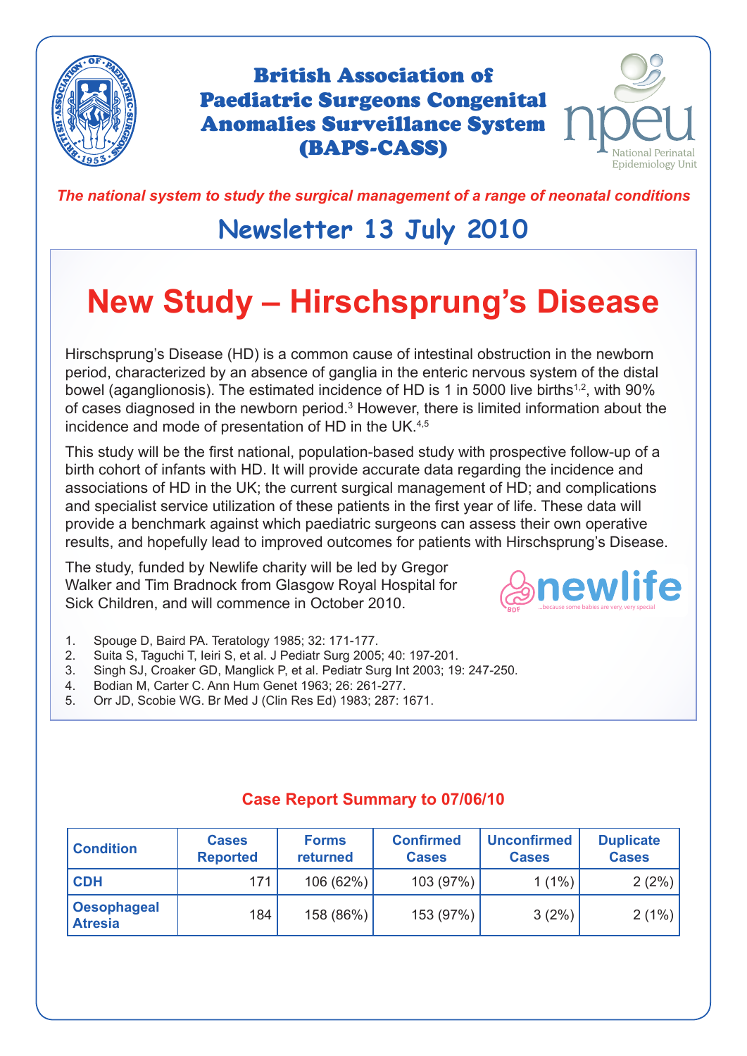# British Association of Paediatric Surgeons Congenital Anomalies Surveillance System (BAPS-CASS)

npeu National Perinatal Epidemiology Unit

*The national system to study the surgical management of a range of neonatal conditions*

## Newsletter 13 July 2010

# New Study – Hirschsprung's Disease

Hirschsprung's Disease (HD) is a common cause of intestinal obstruction in the newborn period, characterized by an absence of ganglia in the enteric nervous system of the distal bowel (aganglionosis). The estimated incidence of HD is 1 in 5000 live births[1,2], with 90% of cases diagnosed in the newborn period.[3] However, there is limited information about the incidence and mode of presentation of HD in the UK.[4,5]

This study will be the first national, population-based study with prospective follow-up of a birth cohort of infants with HD. It will provide accurate data regarding the incidence and associations of HD in the UK; the current surgical management of HD; and complications and specialist service utilization of these patients in the first year of life. These data will provide a benchmark against which paediatric surgeons can assess their own operative results, and hopefully lead to improved outcomes for patients with Hirschsprung's Disease.

The study, funded by Newlife charity will be led by Gregor Walker and Tim Bradnock from Glasgow Royal Hospital for Sick Children, and will commence in October 2010.

newlife ...because some babies are very, very special

1. Spouge D, Baird PA. Teratology 1985; 32: 171-177.
2. Suita S, Taguchi T, Ieiri S, et al. J Pediatr Surg 2005; 40: 197-201.
3. Singh SJ, Croaker GD, Manglick P, et al. Pediatr Surg Int 2003; 19: 247-250.
4. Bodian M, Carter C. Ann Hum Genet 1963; 26: 261-277.
5. Orr JD, Scobie WG. Br Med J (Clin Res Ed) 1983; 287: 1671.

### Case Report Summary to 07/06/10

| Condition | Cases Reported | Forms returned | Confirmed Cases | Unconfirmed Cases | Duplicate Cases |
|---|---|---|---|---|---|
| CDH | 171 | 106 (62%) | 103 (97%) | 1 (1%) | 2 (2%) |
| Oesophageal Atresia | 184 | 158 (86%) | 153 (97%) | 3 (2%) | 2 (1%) |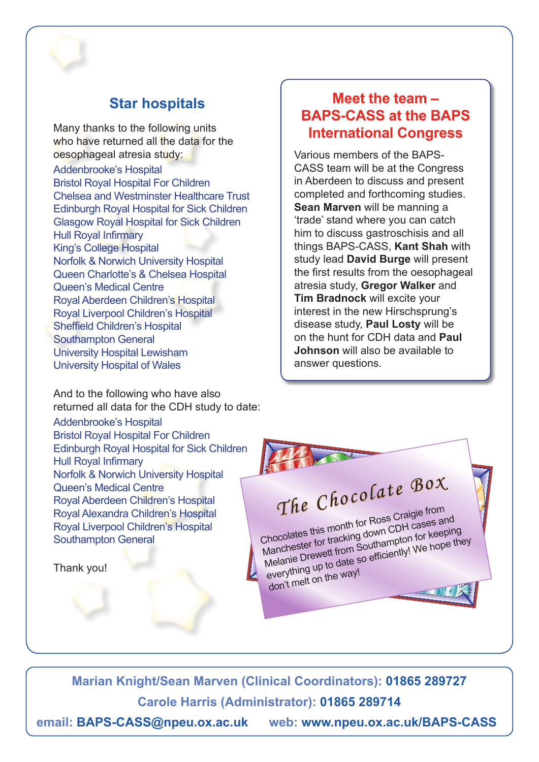## Star hospitals

Many thanks to the following units who have returned all the data for the oesophageal atresia study:

Addenbrooke's Hospital
Bristol Royal Hospital For Children
Chelsea and Westminster Healthcare Trust
Edinburgh Royal Hospital for Sick Children
Glasgow Royal Hospital for Sick Children
Hull Royal Infirmary
King's College Hospital
Norfolk & Norwich University Hospital
Queen Charlotte's & Chelsea Hospital
Queen's Medical Centre
Royal Aberdeen Children's Hospital
Royal Liverpool Children's Hospital
Sheffield Children's Hospital
Southampton General
University Hospital Lewisham
University Hospital of Wales

And to the following who have also returned all data for the CDH study to date:

Addenbrooke's Hospital
Bristol Royal Hospital For Children
Edinburgh Royal Hospital for Sick Children
Hull Royal Infirmary
Norfolk & Norwich University Hospital
Queen's Medical Centre
Royal Aberdeen Children's Hospital
Royal Alexandra Children's Hospital
Royal Liverpool Children's Hospital
Southampton General

Thank you!

## Meet the team – BAPS-CASS at the BAPS International Congress

Various members of the BAPS-CASS team will be at the Congress in Aberdeen to discuss and present completed and forthcoming studies. **Sean Marven** will be manning a 'trade' stand where you can catch him to discuss gastroschisis and all things BAPS-CASS, **Kant Shah** with study lead **David Burge** will present the first results from the oesophageal atresia study, **Gregor Walker** and **Tim Bradnock** will excite your interest in the new Hirschsprung's disease study, **Paul Losty** will be on the hunt for CDH data and **Paul Johnson** will also be available to answer questions.

## The Chocolate Box

Chocolates this month for Ross Craigie from Manchester for tracking down CDH cases and Melanie Drewett from Southampton for keeping everything up to date so efficiently! We hope they don't melt on the way!

**Marian Knight/Sean Marven (Clinical Coordinators): 01865 289727**

**Carole Harris (Administrator): 01865 289714**

**email: BAPS-CASS@npeu.ox.ac.uk** **web: www.npeu.ox.ac.uk/BAPS-CASS**